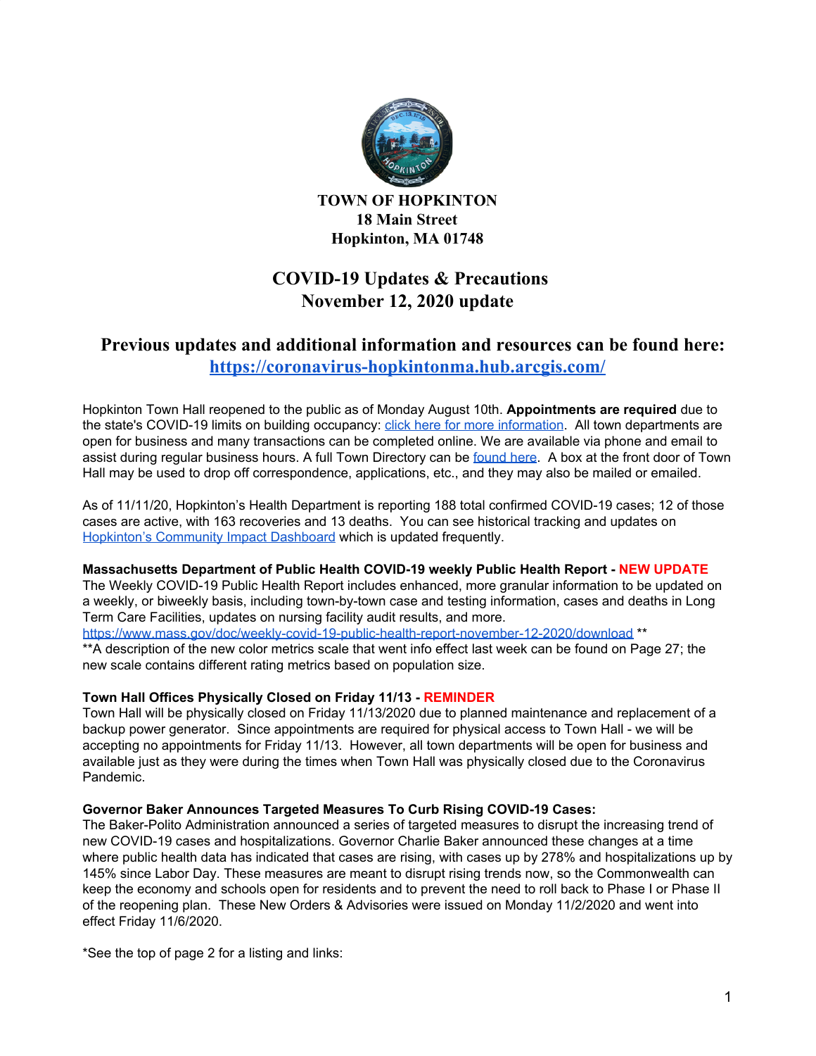**TOWN OF HOPKINTON**
**18 Main Street**
**Hopkinton, MA 01748**

# COVID-19 Updates & Precautions
# November 12, 2020 update

## Previous updates and additional information and resources can be found here: [https://coronavirus-hopkintonma.hub.arcgis.com/](https://coronavirus-hopkintonma.hub.arcgis.com/)

Hopkinton Town Hall reopened to the public as of Monday August 10th. **Appointments are required** due to the state's COVID-19 limits on building occupancy: click here for more information. All town departments are open for business and many transactions can be completed online. We are available via phone and email to assist during regular business hours. A full Town Directory can be found here. A box at the front door of Town Hall may be used to drop off correspondence, applications, etc., and they may also be mailed or emailed.

As of 11/11/20, Hopkinton's Health Department is reporting 188 total confirmed COVID-19 cases; 12 of those cases are active, with 163 recoveries and 13 deaths. You can see historical tracking and updates on Hopkinton's Community Impact Dashboard which is updated frequently.

**Massachusetts Department of Public Health COVID-19 weekly Public Health Report - NEW UPDATE**
The Weekly COVID-19 Public Health Report includes enhanced, more granular information to be updated on a weekly, or biweekly basis, including town-by-town case and testing information, cases and deaths in Long Term Care Facilities, updates on nursing facility audit results, and more.
https://www.mass.gov/doc/weekly-covid-19-public-health-report-november-12-2020/download **
**A description of the new color metrics scale that went info effect last week can be found on Page 27; the new scale contains different rating metrics based on population size.

**Town Hall Offices Physically Closed on Friday 11/13 - REMINDER**
Town Hall will be physically closed on Friday 11/13/2020 due to planned maintenance and replacement of a backup power generator. Since appointments are required for physical access to Town Hall - we will be accepting no appointments for Friday 11/13. However, all town departments will be open for business and available just as they were during the times when Town Hall was physically closed due to the Coronavirus Pandemic.

**Governor Baker Announces Targeted Measures To Curb Rising COVID-19 Cases:**
The Baker-Polito Administration announced a series of targeted measures to disrupt the increasing trend of new COVID-19 cases and hospitalizations. Governor Charlie Baker announced these changes at a time where public health data has indicated that cases are rising, with cases up by 278% and hospitalizations up by 145% since Labor Day. These measures are meant to disrupt rising trends now, so the Commonwealth can keep the economy and schools open for residents and to prevent the need to roll back to Phase I or Phase II of the reopening plan. These New Orders & Advisories were issued on Monday 11/2/2020 and went into effect Friday 11/6/2020.

*See the top of page 2 for a listing and links: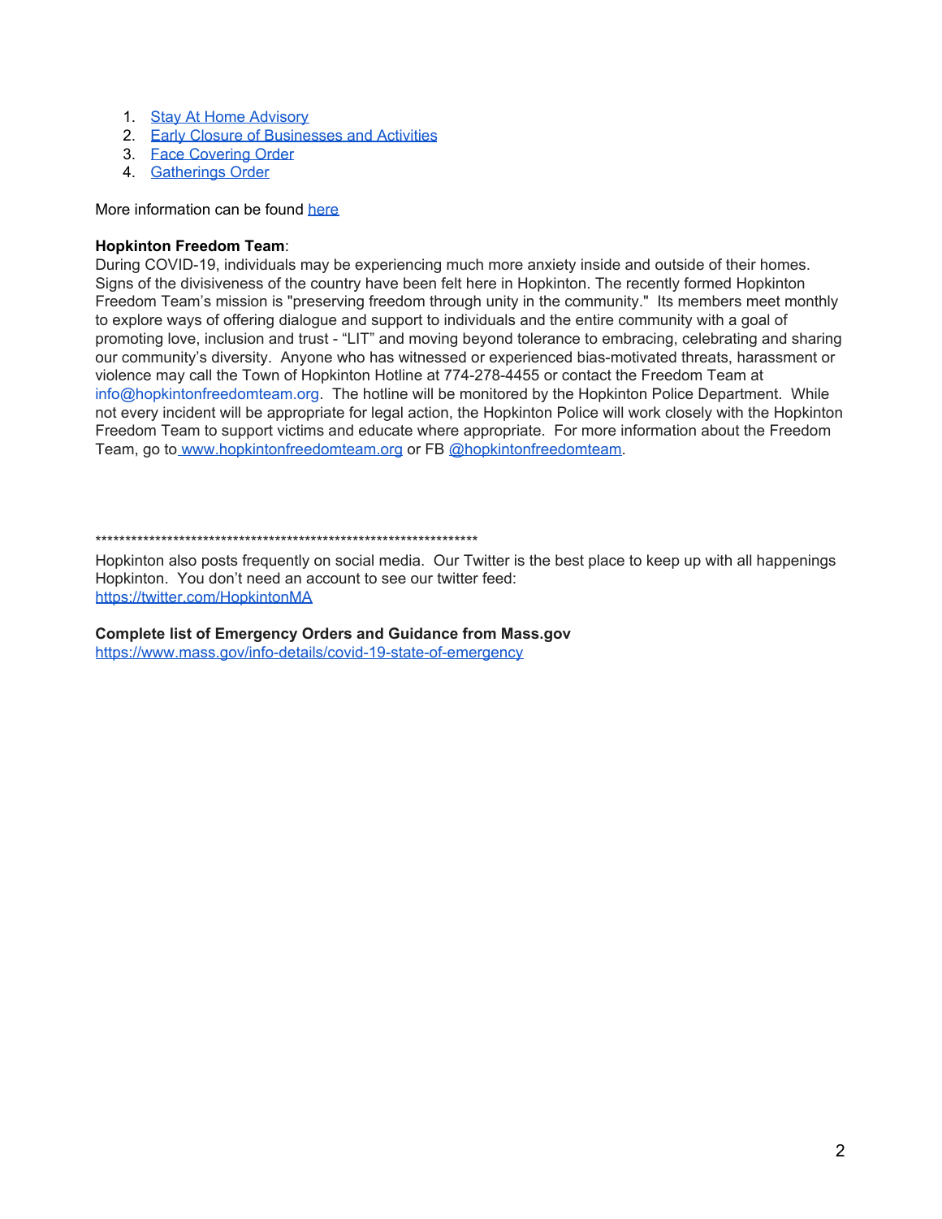1. Stay At Home Advisory
2. Early Closure of Businesses and Activities
3. Face Covering Order
4. Gatherings Order

More information can be found here

**Hopkinton Freedom Team**:
During COVID-19, individuals may be experiencing much more anxiety inside and outside of their homes. Signs of the divisiveness of the country have been felt here in Hopkinton. The recently formed Hopkinton Freedom Team's mission is "preserving freedom through unity in the community." Its members meet monthly to explore ways of offering dialogue and support to individuals and the entire community with a goal of promoting love, inclusion and trust - "LIT" and moving beyond tolerance to embracing, celebrating and sharing our community's diversity. Anyone who has witnessed or experienced bias-motivated threats, harassment or violence may call the Town of Hopkinton Hotline at 774-278-4455 or contact the Freedom Team at info@hopkintonfreedomteam.org. The hotline will be monitored by the Hopkinton Police Department. While not every incident will be appropriate for legal action, the Hopkinton Police will work closely with the Hopkinton Freedom Team to support victims and educate where appropriate. For more information about the Freedom Team, go to www.hopkintonfreedomteam.org or FB @hopkintonfreedomteam.

*****************************************************************

Hopkinton also posts frequently on social media. Our Twitter is the best place to keep up with all happenings Hopkinton. You don't need an account to see our twitter feed:
https://twitter.com/HopkintonMA

**Complete list of Emergency Orders and Guidance from Mass.gov**
https://www.mass.gov/info-details/covid-19-state-of-emergency